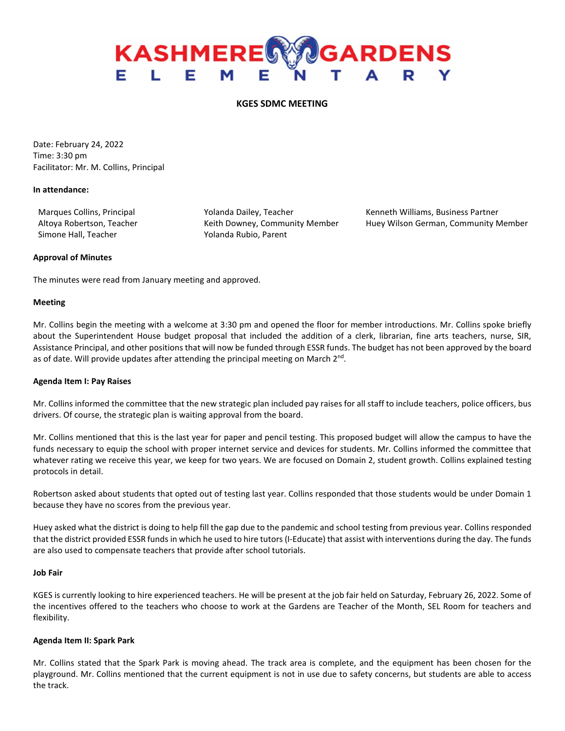# KASHMERE GARDENS ELEMENTARY

## KGES SDMC MEETING

Date: February 24, 2022
Time: 3:30 pm
Facilitator: Mr. M. Collins, Principal

**In attendance:**

Marques Collins, Principal
Altoya Robertson, Teacher
Simone Hall, Teacher
Yolanda Dailey, Teacher
Keith Downey, Community Member
Yolanda Rubio, Parent
Kenneth Williams, Business Partner
Huey Wilson German, Community Member

**Approval of Minutes**

The minutes were read from January meeting and approved.

**Meeting**

Mr. Collins begin the meeting with a welcome at 3:30 pm and opened the floor for member introductions. Mr. Collins spoke briefly about the Superintendent House budget proposal that included the addition of a clerk, librarian, fine arts teachers, nurse, SIR, Assistance Principal, and other positions that will now be funded through ESSR funds. The budget has not been approved by the board as of date. Will provide updates after attending the principal meeting on March 2nd.

**Agenda Item I: Pay Raises**

Mr. Collins informed the committee that the new strategic plan included pay raises for all staff to include teachers, police officers, bus drivers. Of course, the strategic plan is waiting approval from the board.

Mr. Collins mentioned that this is the last year for paper and pencil testing. This proposed budget will allow the campus to have the funds necessary to equip the school with proper internet service and devices for students. Mr. Collins informed the committee that whatever rating we receive this year, we keep for two years. We are focused on Domain 2, student growth. Collins explained testing protocols in detail.

Robertson asked about students that opted out of testing last year. Collins responded that those students would be under Domain 1 because they have no scores from the previous year.

Huey asked what the district is doing to help fill the gap due to the pandemic and school testing from previous year. Collins responded that the district provided ESSR funds in which he used to hire tutors (I-Educate) that assist with interventions during the day. The funds are also used to compensate teachers that provide after school tutorials.

**Job Fair**

KGES is currently looking to hire experienced teachers. He will be present at the job fair held on Saturday, February 26, 2022. Some of the incentives offered to the teachers who choose to work at the Gardens are Teacher of the Month, SEL Room for teachers and flexibility.

**Agenda Item II: Spark Park**

Mr. Collins stated that the Spark Park is moving ahead. The track area is complete, and the equipment has been chosen for the playground. Mr. Collins mentioned that the current equipment is not in use due to safety concerns, but students are able to access the track.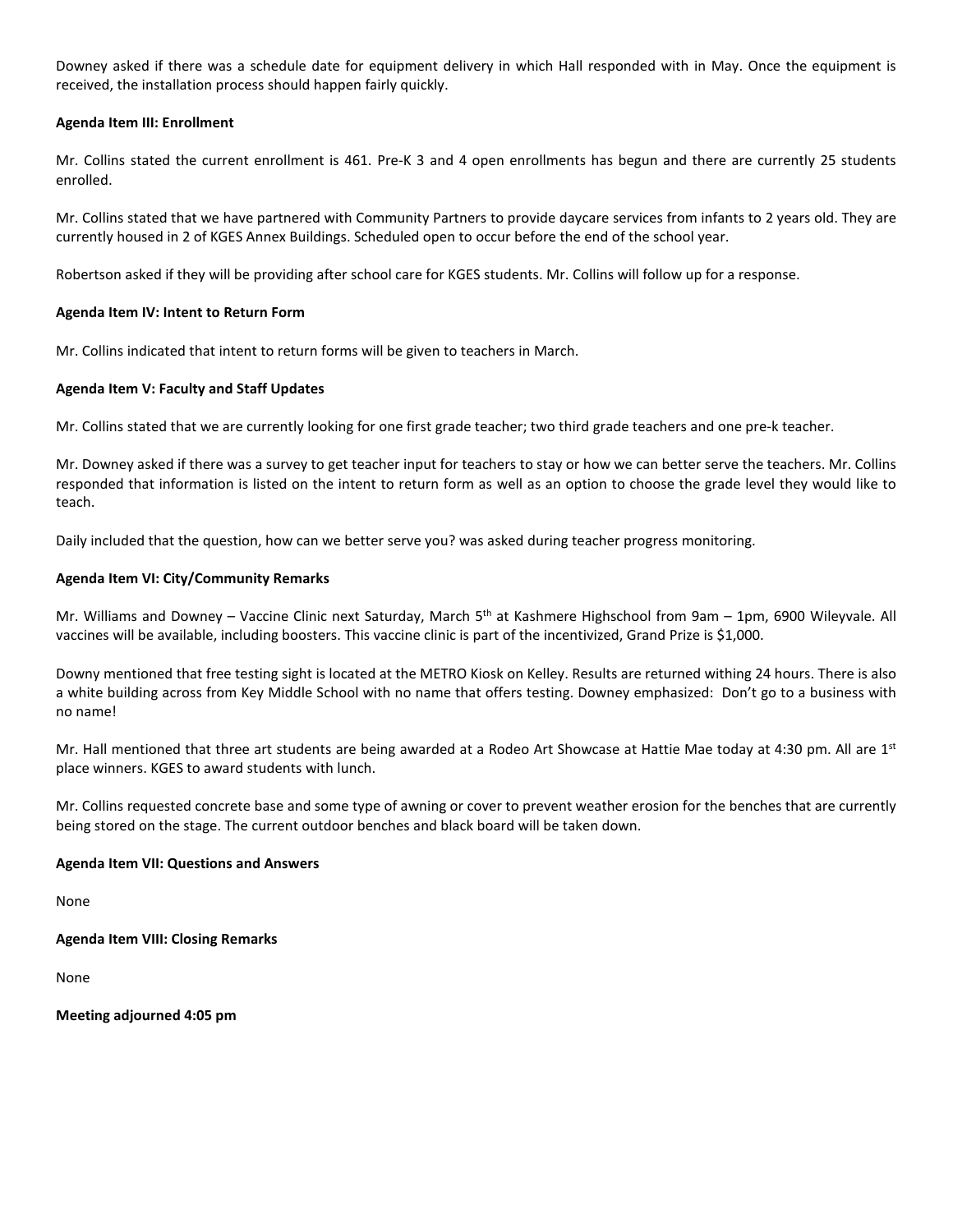Downey asked if there was a schedule date for equipment delivery in which Hall responded with in May. Once the equipment is received, the installation process should happen fairly quickly.

**Agenda Item III: Enrollment**

Mr. Collins stated the current enrollment is 461. Pre-K 3 and 4 open enrollments has begun and there are currently 25 students enrolled.

Mr. Collins stated that we have partnered with Community Partners to provide daycare services from infants to 2 years old. They are currently housed in 2 of KGES Annex Buildings. Scheduled open to occur before the end of the school year.

Robertson asked if they will be providing after school care for KGES students. Mr. Collins will follow up for a response.

**Agenda Item IV: Intent to Return Form**

Mr. Collins indicated that intent to return forms will be given to teachers in March.

**Agenda Item V: Faculty and Staff Updates**

Mr. Collins stated that we are currently looking for one first grade teacher; two third grade teachers and one pre-k teacher.

Mr. Downey asked if there was a survey to get teacher input for teachers to stay or how we can better serve the teachers. Mr. Collins responded that information is listed on the intent to return form as well as an option to choose the grade level they would like to teach.

Daily included that the question, how can we better serve you? was asked during teacher progress monitoring.

**Agenda Item VI: City/Community Remarks**

Mr. Williams and Downey – Vaccine Clinic next Saturday, March 5th at Kashmere Highschool from 9am – 1pm, 6900 Wileyvale. All vaccines will be available, including boosters. This vaccine clinic is part of the incentivized, Grand Prize is $1,000.

Downy mentioned that free testing sight is located at the METRO Kiosk on Kelley. Results are returned withing 24 hours. There is also a white building across from Key Middle School with no name that offers testing. Downey emphasized: Don't go to a business with no name!

Mr. Hall mentioned that three art students are being awarded at a Rodeo Art Showcase at Hattie Mae today at 4:30 pm. All are 1st place winners. KGES to award students with lunch.

Mr. Collins requested concrete base and some type of awning or cover to prevent weather erosion for the benches that are currently being stored on the stage. The current outdoor benches and black board will be taken down.

**Agenda Item VII: Questions and Answers**

None

**Agenda Item VIII: Closing Remarks**

None

**Meeting adjourned 4:05 pm**